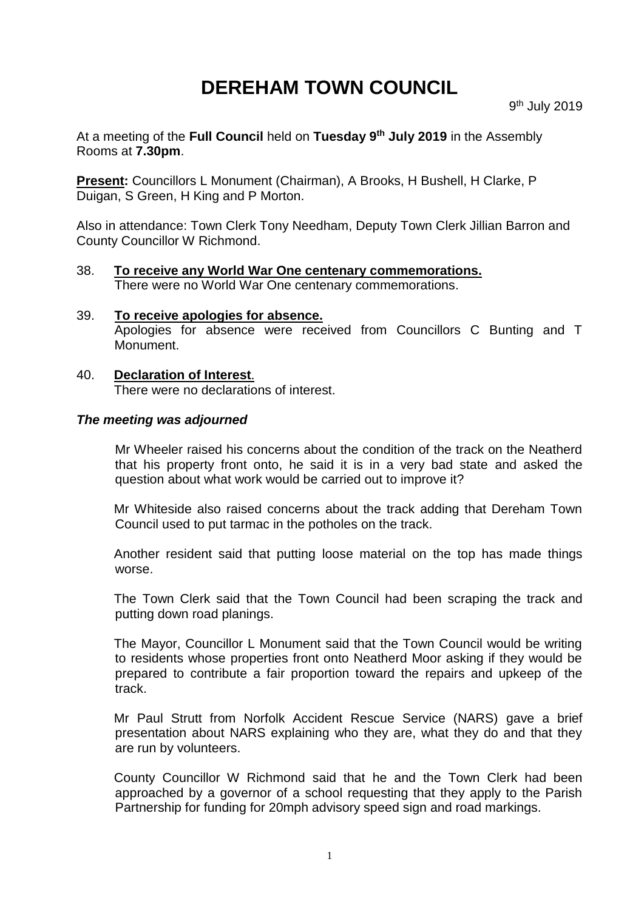# DEREHAM TOWN COUNCIL

9th July 2019

At a meeting of the **Full Council** held on **Tuesday 9th July 2019** in the Assembly Rooms at **7.30pm**.

**Present:** Councillors L Monument (Chairman), A Brooks, H Bushell, H Clarke, P Duigan, S Green, H King and P Morton.

Also in attendance: Town Clerk Tony Needham, Deputy Town Clerk Jillian Barron and County Councillor W Richmond.

38. **To receive any World War One centenary commemorations.**
    There were no World War One centenary commemorations.

39. **To receive apologies for absence.**
    Apologies for absence were received from Councillors C Bunting and T Monument.

40. **Declaration of Interest.**
    There were no declarations of interest.

***The meeting was adjourned***

Mr Wheeler raised his concerns about the condition of the track on the Neatherd that his property front onto, he said it is in a very bad state and asked the question about what work would be carried out to improve it?

Mr Whiteside also raised concerns about the track adding that Dereham Town Council used to put tarmac in the potholes on the track.

Another resident said that putting loose material on the top has made things worse.

The Town Clerk said that the Town Council had been scraping the track and putting down road planings.

The Mayor, Councillor L Monument said that the Town Council would be writing to residents whose properties front onto Neatherd Moor asking if they would be prepared to contribute a fair proportion toward the repairs and upkeep of the track.

Mr Paul Strutt from Norfolk Accident Rescue Service (NARS) gave a brief presentation about NARS explaining who they are, what they do and that they are run by volunteers.

County Councillor W Richmond said that he and the Town Clerk had been approached by a governor of a school requesting that they apply to the Parish Partnership for funding for 20mph advisory speed sign and road markings.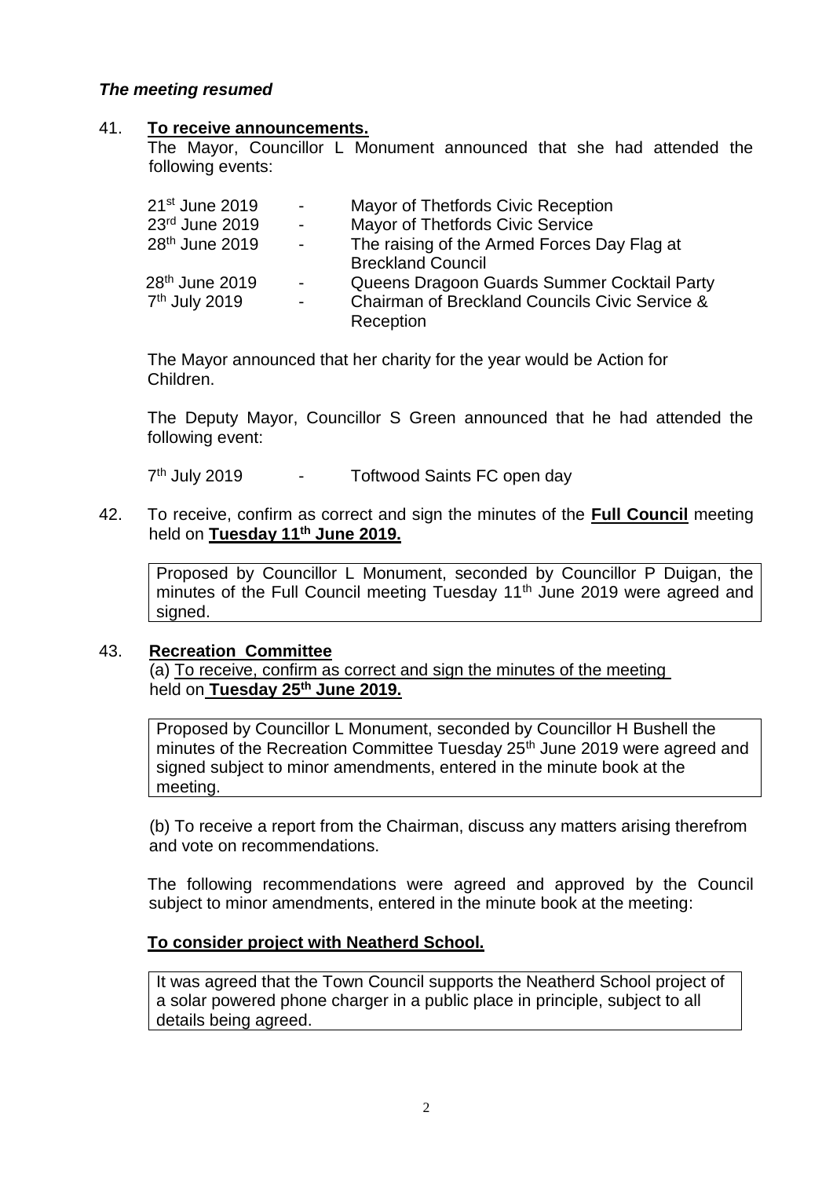***The meeting resumed***

41. **To receive announcements.**

The Mayor, Councillor L Monument announced that she had attended the following events:

| | | |
|---|---|---|
| 21st June 2019 | - | Mayor of Thetfords Civic Reception |
| 23rd June 2019 | - | Mayor of Thetfords Civic Service |
| 28th June 2019 | - | The raising of the Armed Forces Day Flag at Breckland Council |
| 28th June 2019 | - | Queens Dragoon Guards Summer Cocktail Party |
| 7th July 2019 | - | Chairman of Breckland Councils Civic Service & Reception |

The Mayor announced that her charity for the year would be Action for Children.

The Deputy Mayor, Councillor S Green announced that he had attended the following event:

7th July 2019 - Toftwood Saints FC open day

42. To receive, confirm as correct and sign the minutes of the **Full Council** meeting held on **Tuesday 11th June 2019.**

> Proposed by Councillor L Monument, seconded by Councillor P Duigan, the minutes of the Full Council meeting Tuesday 11th June 2019 were agreed and signed.

43. **Recreation Committee**

(a) To receive, confirm as correct and sign the minutes of the meeting held on **Tuesday 25th June 2019.**

> Proposed by Councillor L Monument, seconded by Councillor H Bushell the minutes of the Recreation Committee Tuesday 25th June 2019 were agreed and signed subject to minor amendments, entered in the minute book at the meeting.

(b) To receive a report from the Chairman, discuss any matters arising therefrom and vote on recommendations.

The following recommendations were agreed and approved by the Council subject to minor amendments, entered in the minute book at the meeting:

**To consider project with Neatherd School.**

> It was agreed that the Town Council supports the Neatherd School project of a solar powered phone charger in a public place in principle, subject to all details being agreed.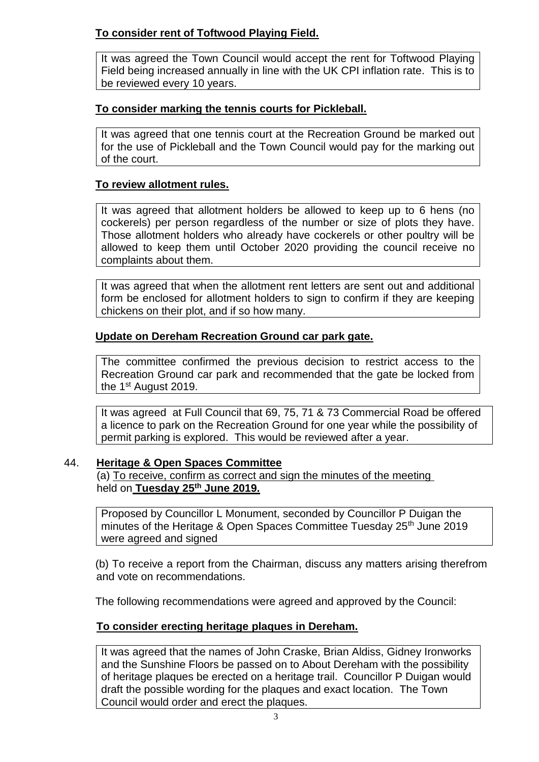**To consider rent of Toftwood Playing Field.**

It was agreed the Town Council would accept the rent for Toftwood Playing Field being increased annually in line with the UK CPI inflation rate. This is to be reviewed every 10 years.

**To consider marking the tennis courts for Pickleball.**

It was agreed that one tennis court at the Recreation Ground be marked out for the use of Pickleball and the Town Council would pay for the marking out of the court.

**To review allotment rules.**

It was agreed that allotment holders be allowed to keep up to 6 hens (no cockerels) per person regardless of the number or size of plots they have. Those allotment holders who already have cockerels or other poultry will be allowed to keep them until October 2020 providing the council receive no complaints about them.

It was agreed that when the allotment rent letters are sent out and additional form be enclosed for allotment holders to sign to confirm if they are keeping chickens on their plot, and if so how many.

**Update on Dereham Recreation Ground car park gate.**

The committee confirmed the previous decision to restrict access to the Recreation Ground car park and recommended that the gate be locked from the 1st August 2019.

It was agreed at Full Council that 69, 75, 71 & 73 Commercial Road be offered a licence to park on the Recreation Ground for one year while the possibility of permit parking is explored. This would be reviewed after a year.

## 44. Heritage & Open Spaces Committee

(a) To receive, confirm as correct and sign the minutes of the meeting held on **Tuesday 25th June 2019.**

Proposed by Councillor L Monument, seconded by Councillor P Duigan the minutes of the Heritage & Open Spaces Committee Tuesday 25th June 2019 were agreed and signed

(b) To receive a report from the Chairman, discuss any matters arising therefrom and vote on recommendations.

The following recommendations were agreed and approved by the Council:

**To consider erecting heritage plaques in Dereham.**

It was agreed that the names of John Craske, Brian Aldiss, Gidney Ironworks and the Sunshine Floors be passed on to About Dereham with the possibility of heritage plaques be erected on a heritage trail. Councillor P Duigan would draft the possible wording for the plaques and exact location. The Town Council would order and erect the plaques.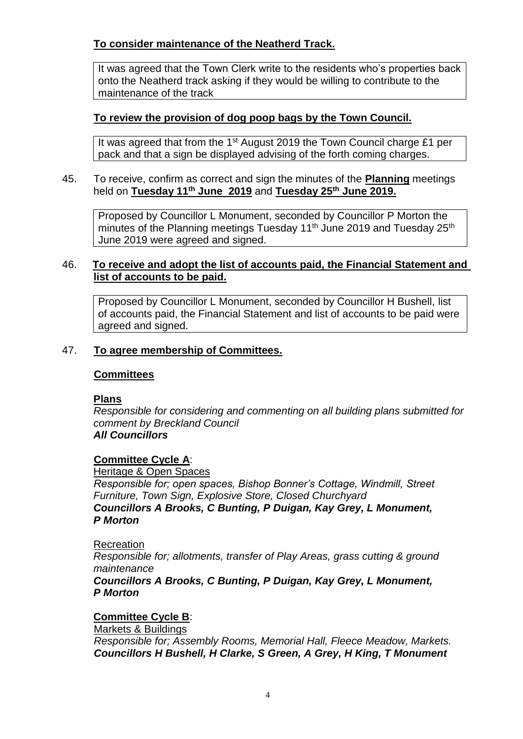**To consider maintenance of the Neatherd Track.**

It was agreed that the Town Clerk write to the residents who's properties back onto the Neatherd track asking if they would be willing to contribute to the maintenance of the track

**To review the provision of dog poop bags by the Town Council.**

It was agreed that from the 1st August 2019 the Town Council charge £1 per pack and that a sign be displayed advising of the forth coming charges.

45. To receive, confirm as correct and sign the minutes of the **Planning** meetings held on **Tuesday 11th June 2019** and **Tuesday 25th June 2019.**

Proposed by Councillor L Monument, seconded by Councillor P Morton the minutes of the Planning meetings Tuesday 11th June 2019 and Tuesday 25th June 2019 were agreed and signed.

46. **To receive and adopt the list of accounts paid, the Financial Statement and list of accounts to be paid.**

Proposed by Councillor L Monument, seconded by Councillor H Bushell, list of accounts paid, the Financial Statement and list of accounts to be paid were agreed and signed.

47. **To agree membership of Committees.**

**Committees**

**Plans**
*Responsible for considering and commenting on all building plans submitted for comment by Breckland Council*
***All Councillors***

**Committee Cycle A**:

Heritage & Open Spaces
*Responsible for; open spaces, Bishop Bonner's Cottage, Windmill, Street Furniture, Town Sign, Explosive Store, Closed Churchyard*
***Councillors A Brooks, C Bunting, P Duigan, Kay Grey, L Monument, P Morton***

Recreation
*Responsible for; allotments, transfer of Play Areas, grass cutting & ground maintenance*
***Councillors A Brooks, C Bunting, P Duigan, Kay Grey, L Monument, P Morton***

**Committee Cycle B**:

Markets & Buildings
*Responsible for; Assembly Rooms, Memorial Hall, Fleece Meadow, Markets.*
***Councillors H Bushell, H Clarke, S Green, A Grey, H King, T Monument***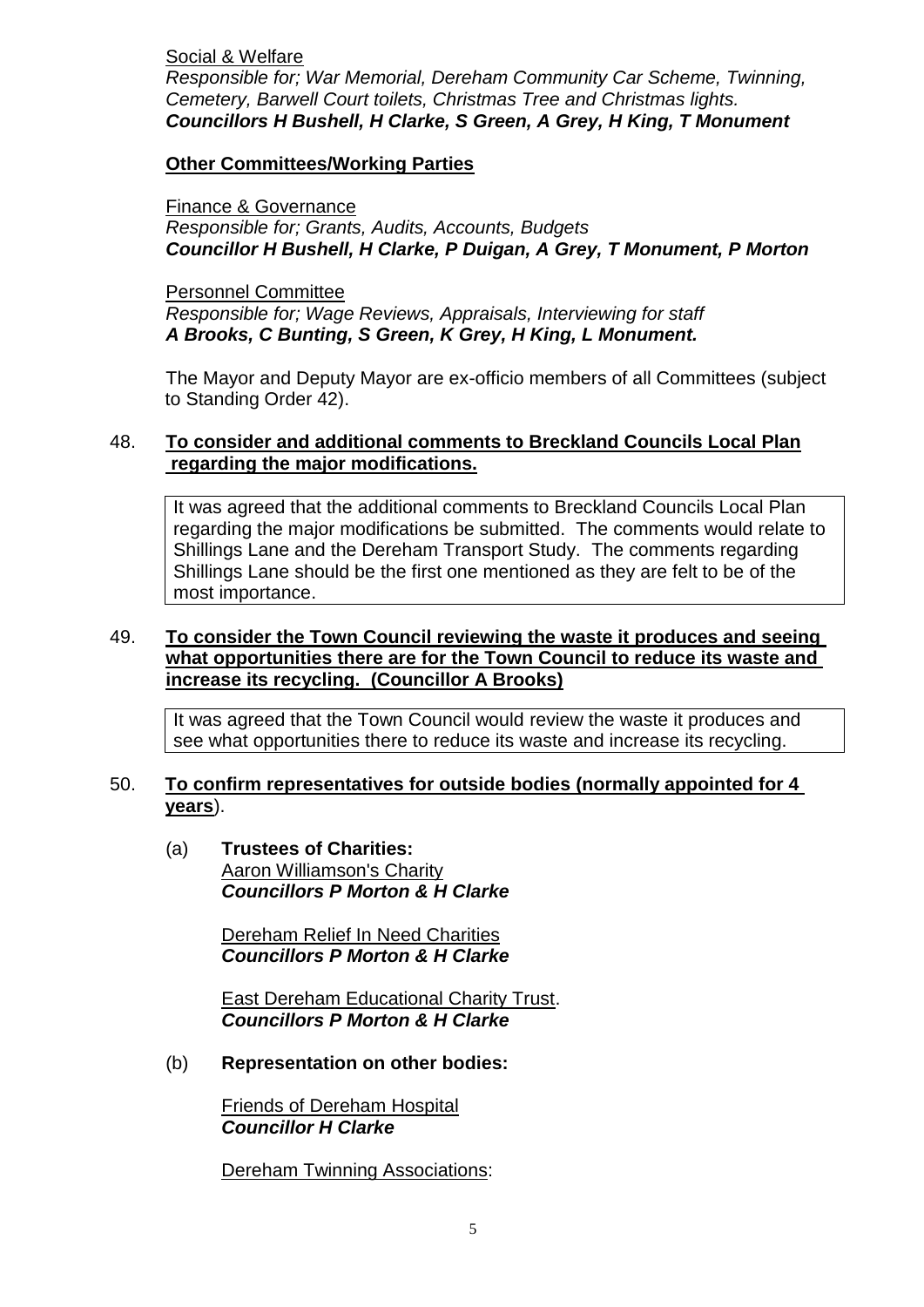Social & Welfare
*Responsible for; War Memorial, Dereham Community Car Scheme, Twinning, Cemetery, Barwell Court toilets, Christmas Tree and Christmas lights.*
***Councillors H Bushell, H Clarke, S Green, A Grey, H King, T Monument***

**Other Committees/Working Parties**

Finance & Governance
*Responsible for; Grants, Audits, Accounts, Budgets*
***Councillor H Bushell, H Clarke, P Duigan, A Grey, T Monument, P Morton***

Personnel Committee
*Responsible for; Wage Reviews, Appraisals, Interviewing for staff*
***A Brooks, C Bunting, S Green, K Grey, H King, L Monument.***

The Mayor and Deputy Mayor are ex-officio members of all Committees (subject to Standing Order 42).

48. **To consider and additional comments to Breckland Councils Local Plan regarding the major modifications.**

It was agreed that the additional comments to Breckland Councils Local Plan regarding the major modifications be submitted. The comments would relate to Shillings Lane and the Dereham Transport Study. The comments regarding Shillings Lane should be the first one mentioned as they are felt to be of the most importance.

49. **To consider the Town Council reviewing the waste it produces and seeing what opportunities there are for the Town Council to reduce its waste and increase its recycling. (Councillor A Brooks)**

It was agreed that the Town Council would review the waste it produces and see what opportunities there to reduce its waste and increase its recycling.

50. **To confirm representatives for outside bodies (normally appointed for 4 years**).

(a) **Trustees of Charities:**

Aaron Williamson's Charity
***Councillors P Morton & H Clarke***

Dereham Relief In Need Charities
***Councillors P Morton & H Clarke***

East Dereham Educational Charity Trust.
***Councillors P Morton & H Clarke***

(b) **Representation on other bodies:**

Friends of Dereham Hospital
***Councillor H Clarke***

Dereham Twinning Associations: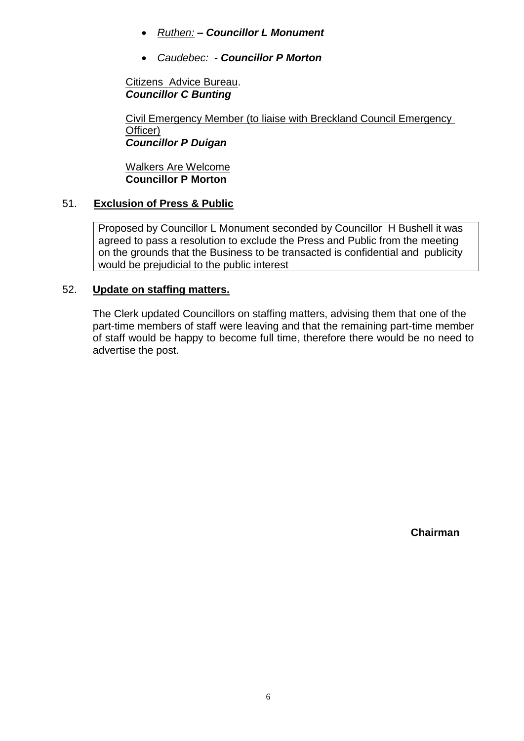- *Ruthen:* ***– Councillor L Monument***

- *Caudebec:* ***- Councillor P Morton***

Citizens Advice Bureau.
***Councillor C Bunting***

Civil Emergency Member (to liaise with Breckland Council Emergency Officer)
***Councillor P Duigan***

Walkers Are Welcome
**Councillor P Morton**

51. **Exclusion of Press & Public**

Proposed by Councillor L Monument seconded by Councillor H Bushell it was agreed to pass a resolution to exclude the Press and Public from the meeting on the grounds that the Business to be transacted is confidential and publicity would be prejudicial to the public interest

52. **Update on staffing matters.**

The Clerk updated Councillors on staffing matters, advising them that one of the part-time members of staff were leaving and that the remaining part-time member of staff would be happy to become full time, therefore there would be no need to advertise the post.

**Chairman**